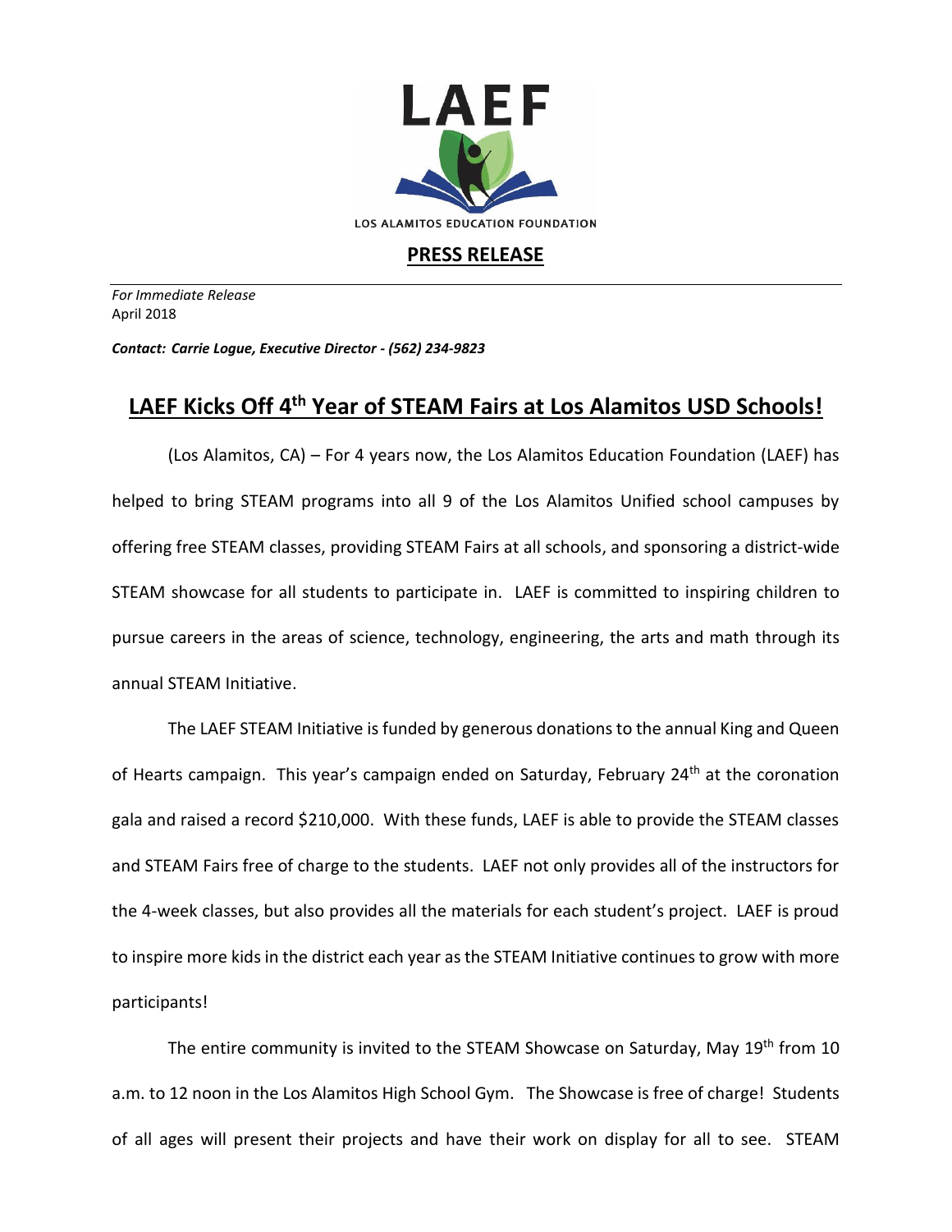LAEF

LOS ALAMITOS EDUCATION FOUNDATION

## PRESS RELEASE

*For Immediate Release*
April 2018

***Contact: Carrie Logue, Executive Director - (562) 234-9823***

# LAEF Kicks Off 4th Year of STEAM Fairs at Los Alamitos USD Schools!

(Los Alamitos, CA) – For 4 years now, the Los Alamitos Education Foundation (LAEF) has helped to bring STEAM programs into all 9 of the Los Alamitos Unified school campuses by offering free STEAM classes, providing STEAM Fairs at all schools, and sponsoring a district-wide STEAM showcase for all students to participate in. LAEF is committed to inspiring children to pursue careers in the areas of science, technology, engineering, the arts and math through its annual STEAM Initiative.

The LAEF STEAM Initiative is funded by generous donations to the annual King and Queen of Hearts campaign. This year's campaign ended on Saturday, February 24th at the coronation gala and raised a record $210,000. With these funds, LAEF is able to provide the STEAM classes and STEAM Fairs free of charge to the students. LAEF not only provides all of the instructors for the 4-week classes, but also provides all the materials for each student's project. LAEF is proud to inspire more kids in the district each year as the STEAM Initiative continues to grow with more participants!

The entire community is invited to the STEAM Showcase on Saturday, May 19th from 10 a.m. to 12 noon in the Los Alamitos High School Gym. The Showcase is free of charge! Students of all ages will present their projects and have their work on display for all to see. STEAM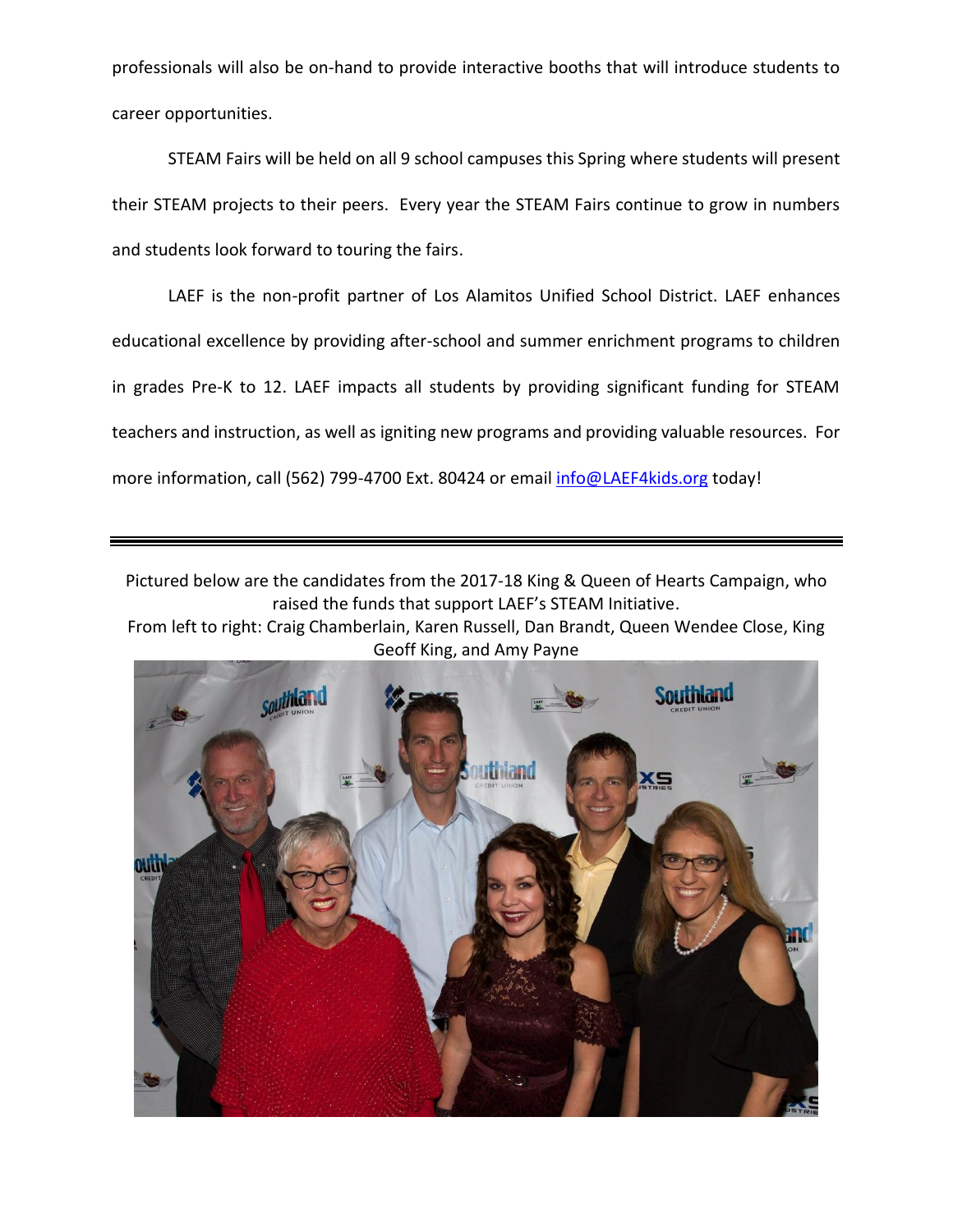professionals will also be on-hand to provide interactive booths that will introduce students to career opportunities.

STEAM Fairs will be held on all 9 school campuses this Spring where students will present their STEAM projects to their peers. Every year the STEAM Fairs continue to grow in numbers and students look forward to touring the fairs.

LAEF is the non-profit partner of Los Alamitos Unified School District. LAEF enhances educational excellence by providing after-school and summer enrichment programs to children in grades Pre-K to 12. LAEF impacts all students by providing significant funding for STEAM teachers and instruction, as well as igniting new programs and providing valuable resources. For more information, call (562) 799-4700 Ext. 80424 or email [info@LAEF4kids.org](mailto:info@LAEF4kids.org) today!

---

Pictured below are the candidates from the 2017-18 King & Queen of Hearts Campaign, who raised the funds that support LAEF's STEAM Initiative.
From left to right: Craig Chamberlain, Karen Russell, Dan Brandt, Queen Wendee Close, King Geoff King, and Amy Payne